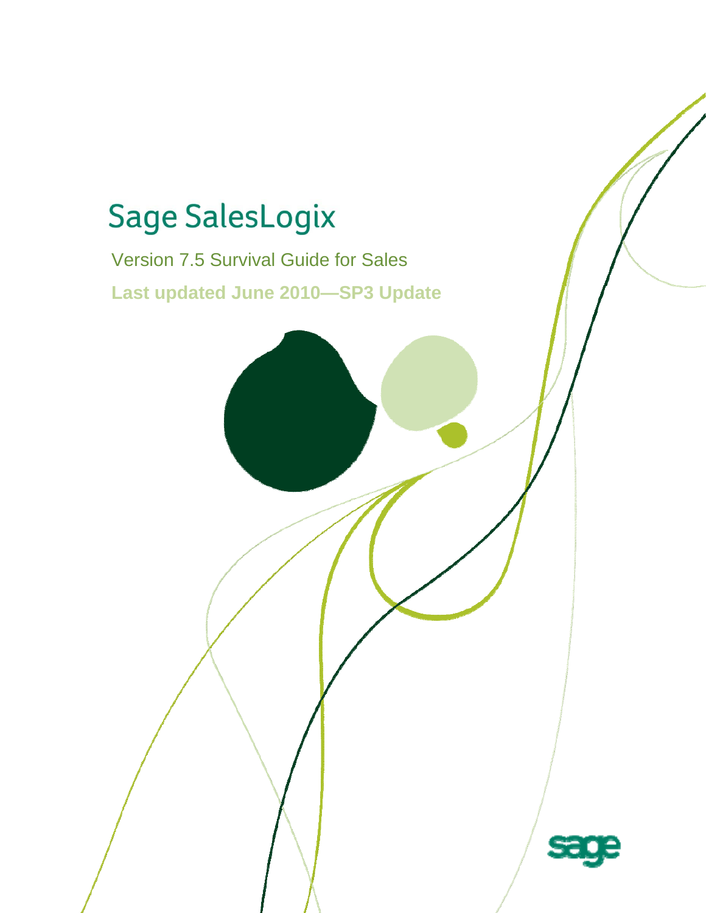# Sage SalesLogix

Version 7.5 Survival Guide for Sales

**Last updated June 2010—SP3 Update**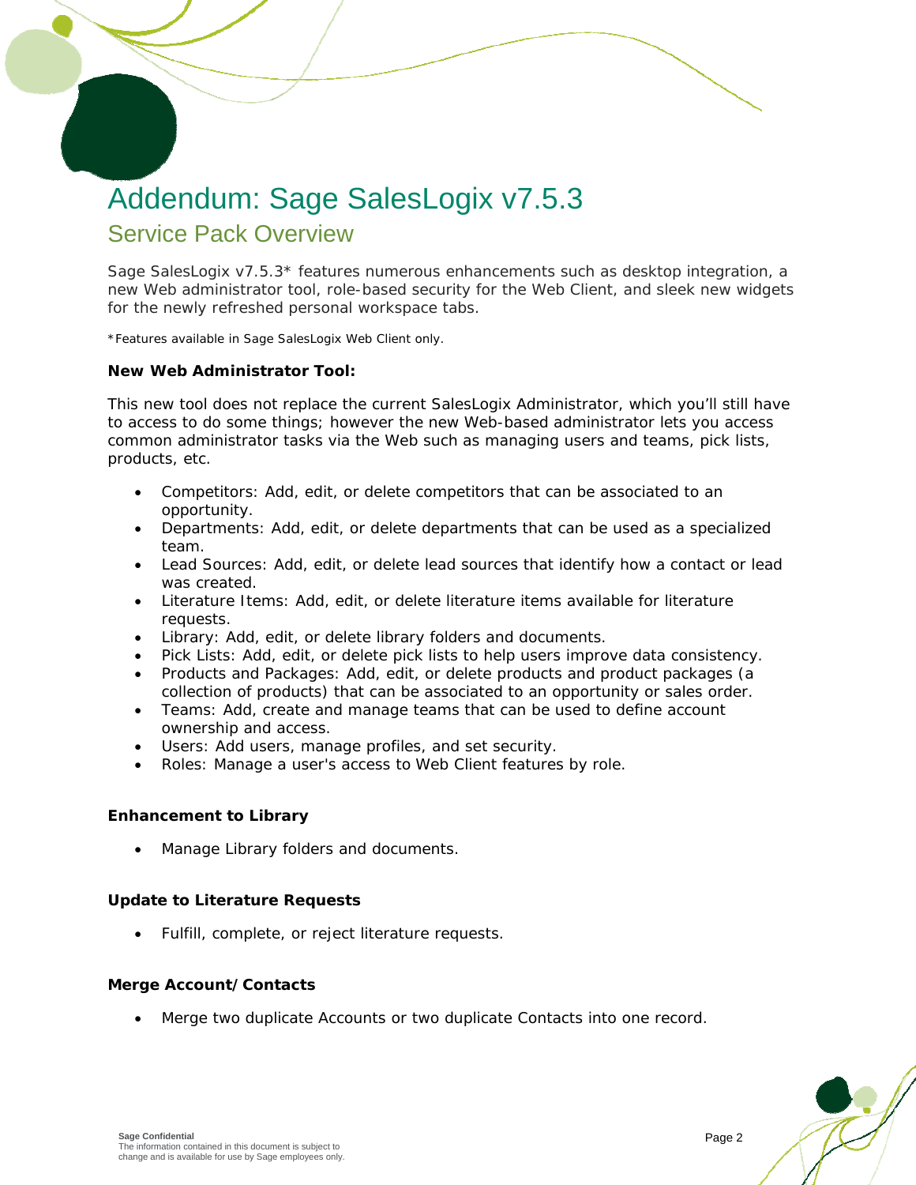# Addendum: Sage SalesLogix v7.5.3

## Service Pack Overview

Sage SalesLogix v7.5.3* features numerous enhancements such as desktop integration, a new Web administrator tool, role-based security for the Web Client, and sleek new widgets for the newly refreshed personal workspace tabs.

*Features available in Sage SalesLogix Web Client only.

**New Web Administrator Tool:**

This new tool does not replace the current SalesLogix Administrator, which you'll still have to access to do some things; however the new Web-based administrator lets you access common administrator tasks via the Web such as managing users and teams, pick lists, products, etc.

- Competitors: Add, edit, or delete competitors that can be associated to an opportunity.
- Departments: Add, edit, or delete departments that can be used as a specialized team.
- Lead Sources: Add, edit, or delete lead sources that identify how a contact or lead was created.
- Literature Items: Add, edit, or delete literature items available for literature requests.
- Library: Add, edit, or delete library folders and documents.
- Pick Lists: Add, edit, or delete pick lists to help users improve data consistency.
- Products and Packages: Add, edit, or delete products and product packages (a collection of products) that can be associated to an opportunity or sales order.
- Teams: Add, create and manage teams that can be used to define account ownership and access.
- Users: Add users, manage profiles, and set security.
- Roles: Manage a user's access to Web Client features by role.

**Enhancement to Library**

- Manage Library folders and documents.

**Update to Literature Requests**

- Fulfill, complete, or reject literature requests.

**Merge Account/Contacts**

- Merge two duplicate Accounts or two duplicate Contacts into one record.

**Sage Confidential**
The information contained in this document is subject to change and is available for use by Sage employees only.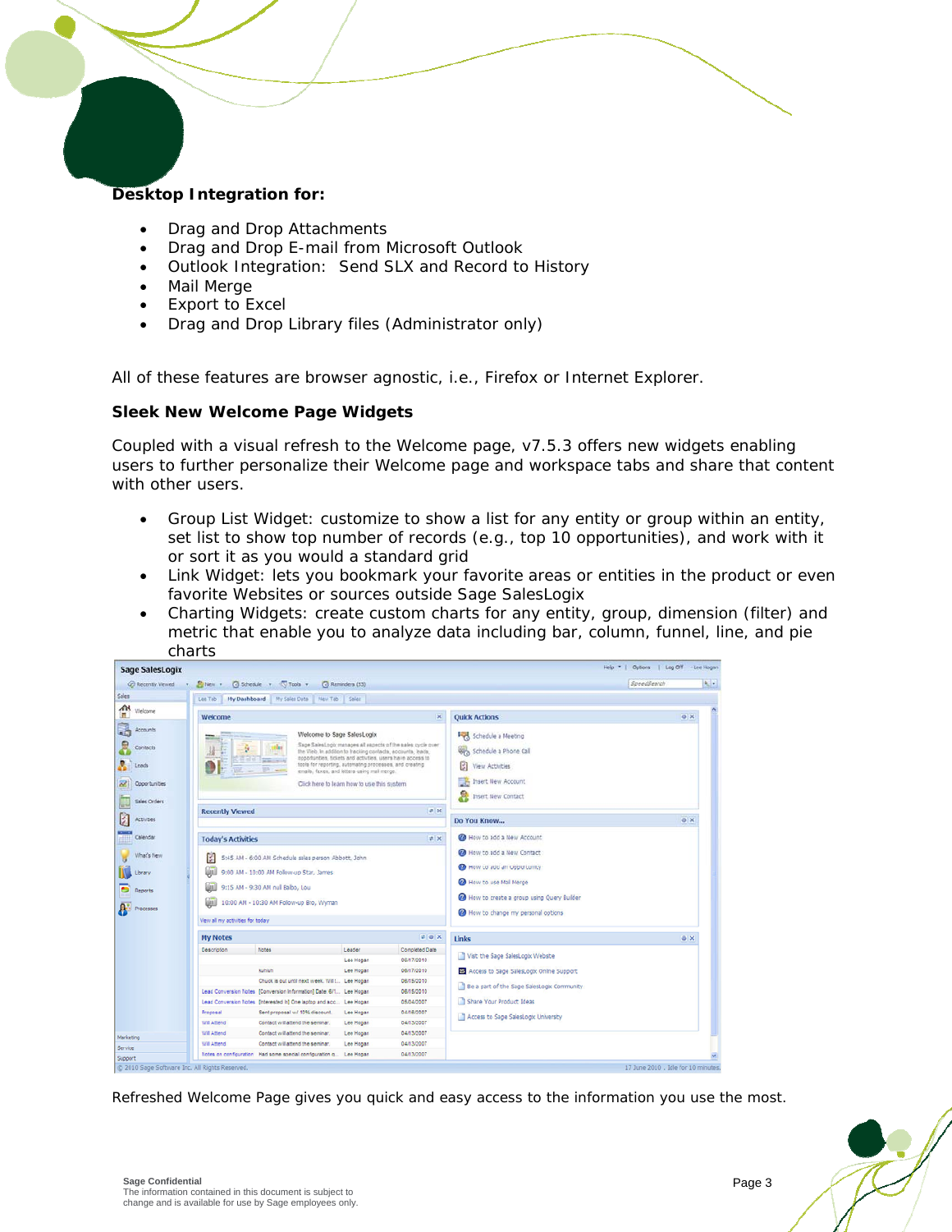**Desktop Integration for:**

- Drag and Drop Attachments
- Drag and Drop E-mail from Microsoft Outlook
- Outlook Integration:  Send SLX and Record to History
- Mail Merge
- Export to Excel
- Drag and Drop Library files (Administrator only)

All of these features are browser agnostic, i.e., Firefox or Internet Explorer.

**Sleek New Welcome Page Widgets**

Coupled with a visual refresh to the Welcome page, v7.5.3 offers new widgets enabling users to further personalize their Welcome page and workspace tabs and share that content with other users.

- Group List Widget: customize to show a list for any entity or group within an entity, set list to show top number of records (e.g., top 10 opportunities), and work with it or sort it as you would a standard grid
- Link Widget: lets you bookmark your favorite areas or entities in the product or even favorite Websites or sources outside Sage SalesLogix
- Charting Widgets: create custom charts for any entity, group, dimension (filter) and metric that enable you to analyze data including bar, column, funnel, line, and pie charts

Refreshed Welcome Page gives you quick and easy access to the information you use the most.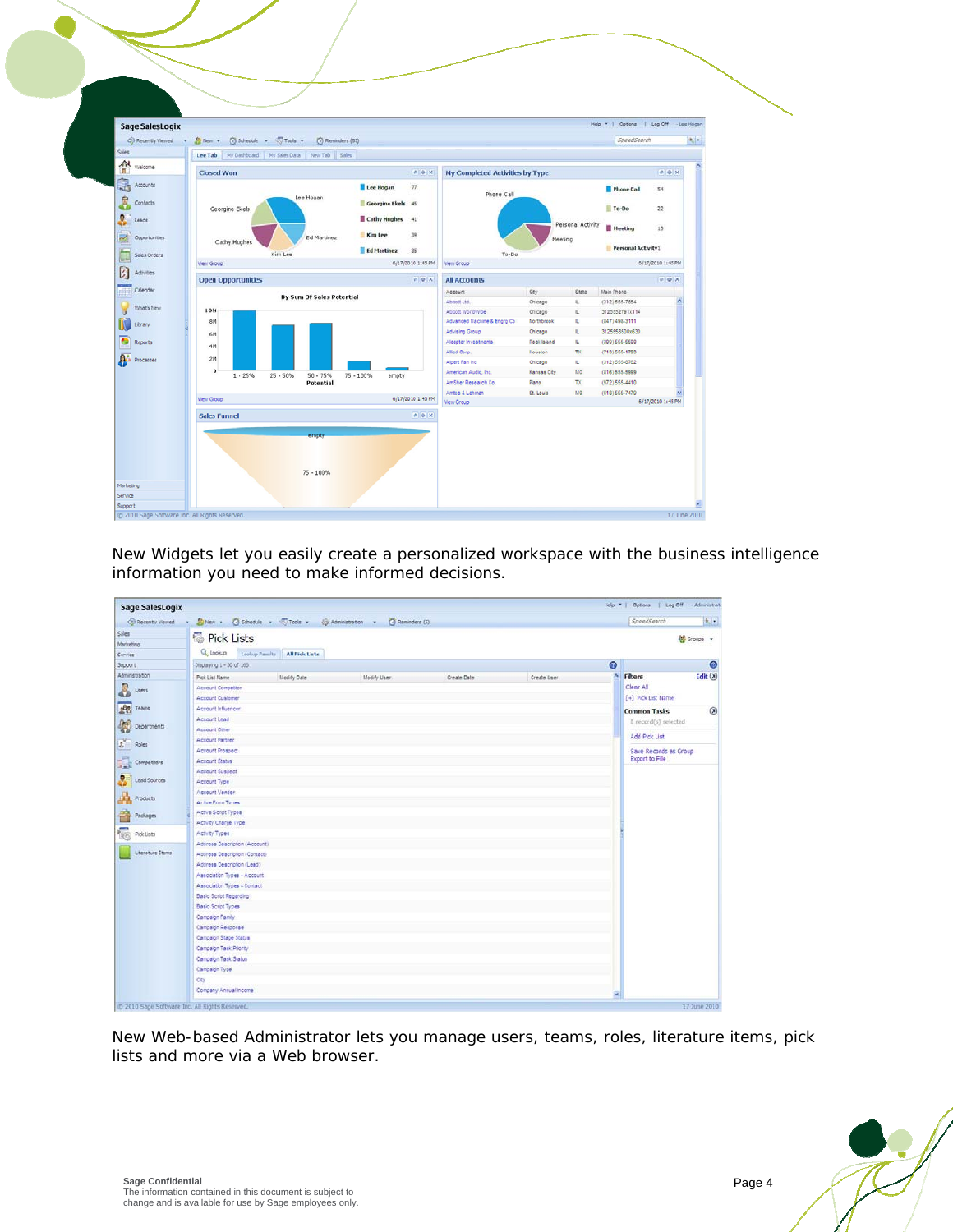New Widgets let you easily create a personalized workspace with the business intelligence information you need to make informed decisions.

New Web-based Administrator lets you manage users, teams, roles, literature items, pick lists and more via a Web browser.

**Sage Confidential**
The information contained in this document is subject to change and is available for use by Sage employees only.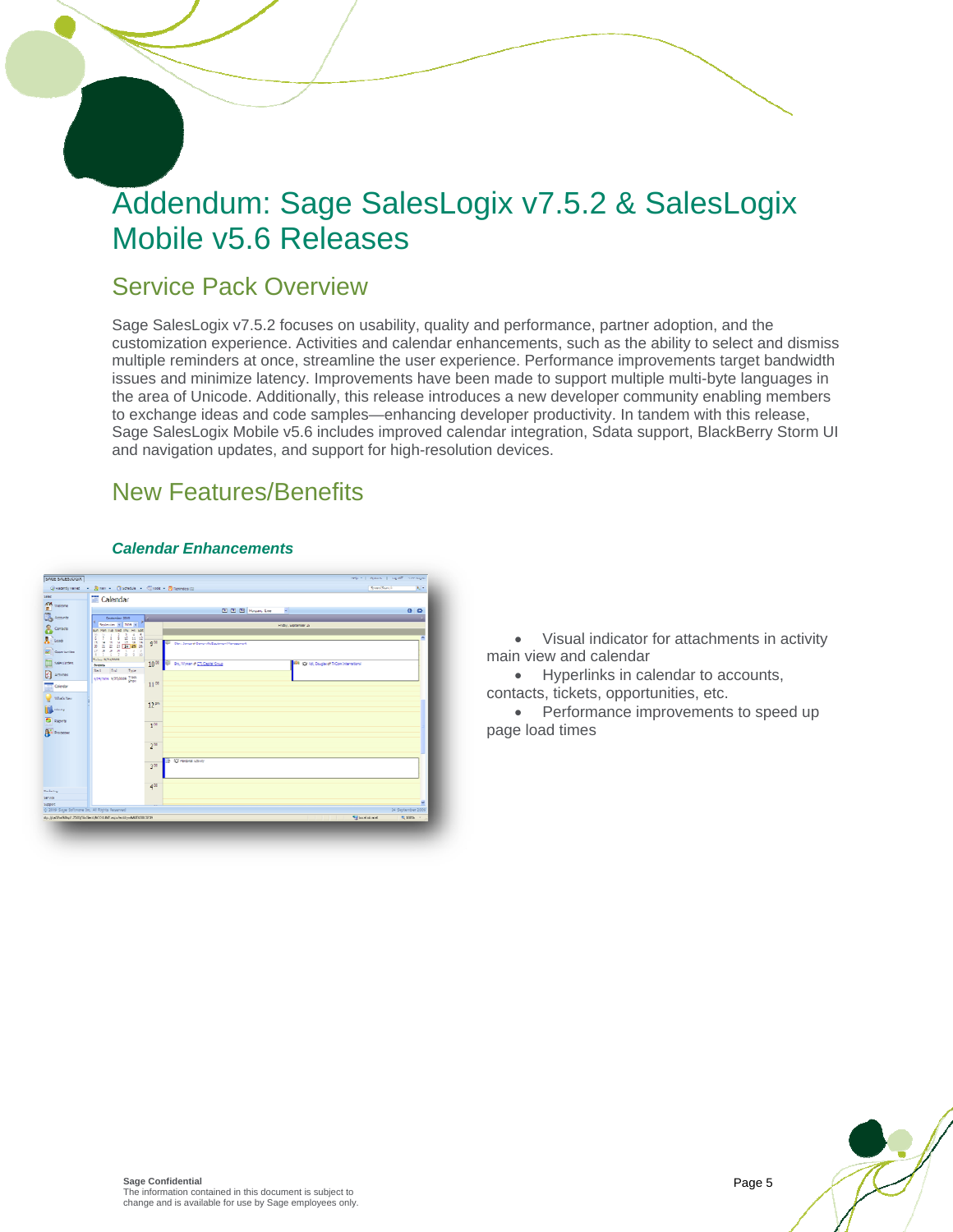# Addendum: Sage SalesLogix v7.5.2 & SalesLogix Mobile v5.6 Releases

## Service Pack Overview

Sage SalesLogix v7.5.2 focuses on usability, quality and performance, partner adoption, and the customization experience. Activities and calendar enhancements, such as the ability to select and dismiss multiple reminders at once, streamline the user experience. Performance improvements target bandwidth issues and minimize latency. Improvements have been made to support multiple multi-byte languages in the area of Unicode. Additionally, this release introduces a new developer community enabling members to exchange ideas and code samples—enhancing developer productivity. In tandem with this release, Sage SalesLogix Mobile v5.6 includes improved calendar integration, Sdata support, BlackBerry Storm UI and navigation updates, and support for high-resolution devices.

## New Features/Benefits

***Calendar Enhancements***

- Visual indicator for attachments in activity main view and calendar
- Hyperlinks in calendar to accounts, contacts, tickets, opportunities, etc.
- Performance improvements to speed up page load times

**Sage Confidential**
The information contained in this document is subject to change and is available for use by Sage employees only.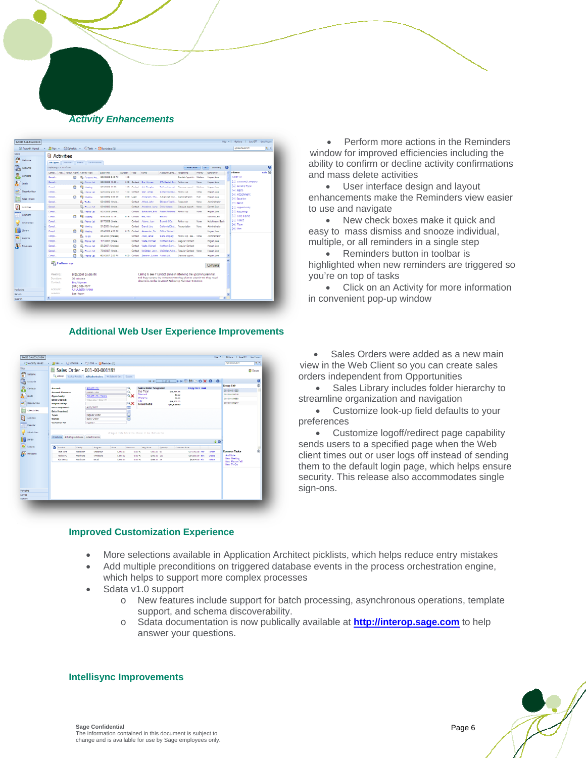## *Activity Enhancements*

- Perform more actions in the Reminders window for improved efficiencies including the ability to confirm or decline activity confirmations and mass delete activities
- User interface design and layout enhancements make the Reminders view easier to use and navigate
- New check boxes make it quick and easy to mass dismiss and snooze individual, multiple, or all reminders in a single step
- Reminders button in toolbar is highlighted when new reminders are triggered so you're on top of tasks
- Click on an Activity for more information in convenient pop-up window

## Additional Web User Experience Improvements

- Sales Orders were added as a new main view in the Web Client so you can create sales orders independent from Opportunities
- Sales Library includes folder hierarchy to streamline organization and navigation
- Customize look-up field defaults to your preferences
- Customize logoff/redirect page capability sends users to a specified page when the Web client times out or user logs off instead of sending them to the default login page, which helps ensure security. This release also accommodates single sign-ons.

## Improved Customization Experience

- More selections available in Application Architect picklists, which helps reduce entry mistakes
- Add multiple preconditions on triggered database events in the process orchestration engine, which helps to support more complex processes
- Sdata v1.0 support
  - New features include support for batch processing, asynchronous operations, template support, and schema discoverability.
  - Sdata documentation is now publically available at **http://interop.sage.com** to help answer your questions.

## Intellisync Improvements

**Sage Confidential**
The information contained in this document is subject to change and is available for use by Sage employees only.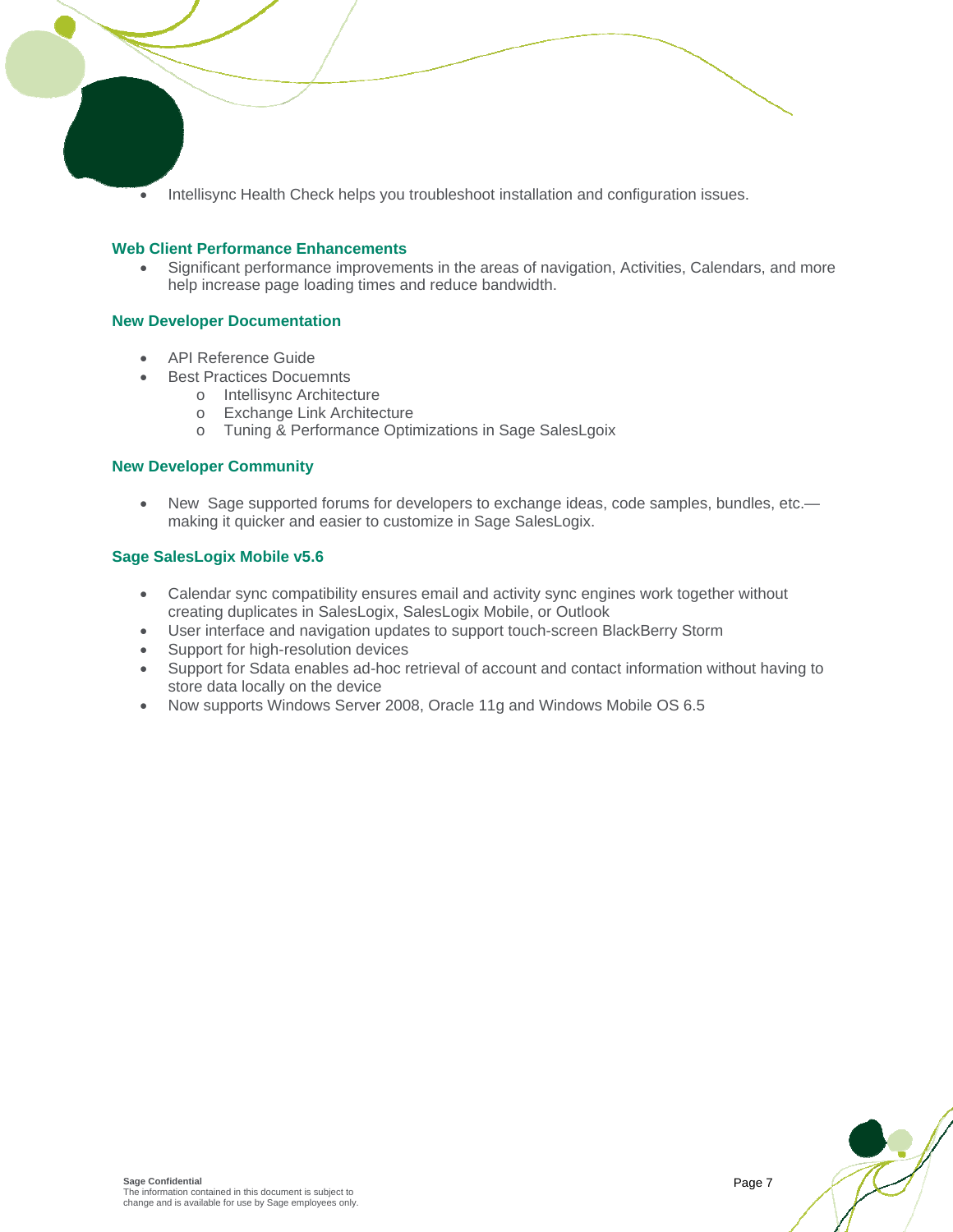- Intellisync Health Check helps you troubleshoot installation and configuration issues.

### Web Client Performance Enhancements

- Significant performance improvements in the areas of navigation, Activities, Calendars, and more help increase page loading times and reduce bandwidth.

### New Developer Documentation

- API Reference Guide
- Best Practices Docuemnts
  - Intellisync Architecture
  - Exchange Link Architecture
  - Tuning & Performance Optimizations in Sage SalesLgoix

### New Developer Community

- New  Sage supported forums for developers to exchange ideas, code samples, bundles, etc.—making it quicker and easier to customize in Sage SalesLogix.

### Sage SalesLogix Mobile v5.6

- Calendar sync compatibility ensures email and activity sync engines work together without creating duplicates in SalesLogix, SalesLogix Mobile, or Outlook
- User interface and navigation updates to support touch-screen BlackBerry Storm
- Support for high-resolution devices
- Support for Sdata enables ad-hoc retrieval of account and contact information without having to store data locally on the device
- Now supports Windows Server 2008, Oracle 11g and Windows Mobile OS 6.5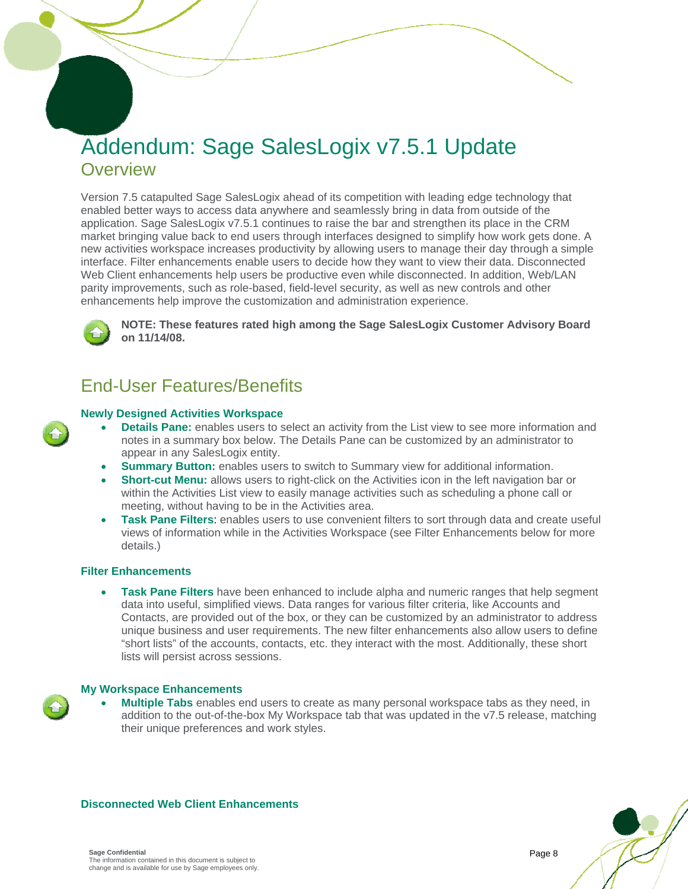# Addendum: Sage SalesLogix v7.5.1 Update

## Overview

Version 7.5 catapulted Sage SalesLogix ahead of its competition with leading edge technology that enabled better ways to access data anywhere and seamlessly bring in data from outside of the application. Sage SalesLogix v7.5.1 continues to raise the bar and strengthen its place in the CRM market bringing value back to end users through interfaces designed to simplify how work gets done. A new activities workspace increases productivity by allowing users to manage their day through a simple interface. Filter enhancements enable users to decide how they want to view their data. Disconnected Web Client enhancements help users be productive even while disconnected. In addition, Web/LAN parity improvements, such as role-based, field-level security, as well as new controls and other enhancements help improve the customization and administration experience.

**NOTE: These features rated high among the Sage SalesLogix Customer Advisory Board on 11/14/08.**

## End-User Features/Benefits

### Newly Designed Activities Workspace

- **Details Pane:** enables users to select an activity from the List view to see more information and notes in a summary box below. The Details Pane can be customized by an administrator to appear in any SalesLogix entity.
- **Summary Button:** enables users to switch to Summary view for additional information.
- **Short-cut Menu:** allows users to right-click on the Activities icon in the left navigation bar or within the Activities List view to easily manage activities such as scheduling a phone call or meeting, without having to be in the Activities area.
- **Task Pane Filters**: enables users to use convenient filters to sort through data and create useful views of information while in the Activities Workspace (see Filter Enhancements below for more details.)

### Filter Enhancements

- **Task Pane Filters** have been enhanced to include alpha and numeric ranges that help segment data into useful, simplified views. Data ranges for various filter criteria, like Accounts and Contacts, are provided out of the box, or they can be customized by an administrator to address unique business and user requirements. The new filter enhancements also allow users to define "short lists" of the accounts, contacts, etc. they interact with the most. Additionally, these short lists will persist across sessions.

### My Workspace Enhancements

- **Multiple Tabs** enables end users to create as many personal workspace tabs as they need, in addition to the out-of-the-box My Workspace tab that was updated in the v7.5 release, matching their unique preferences and work styles.

### Disconnected Web Client Enhancements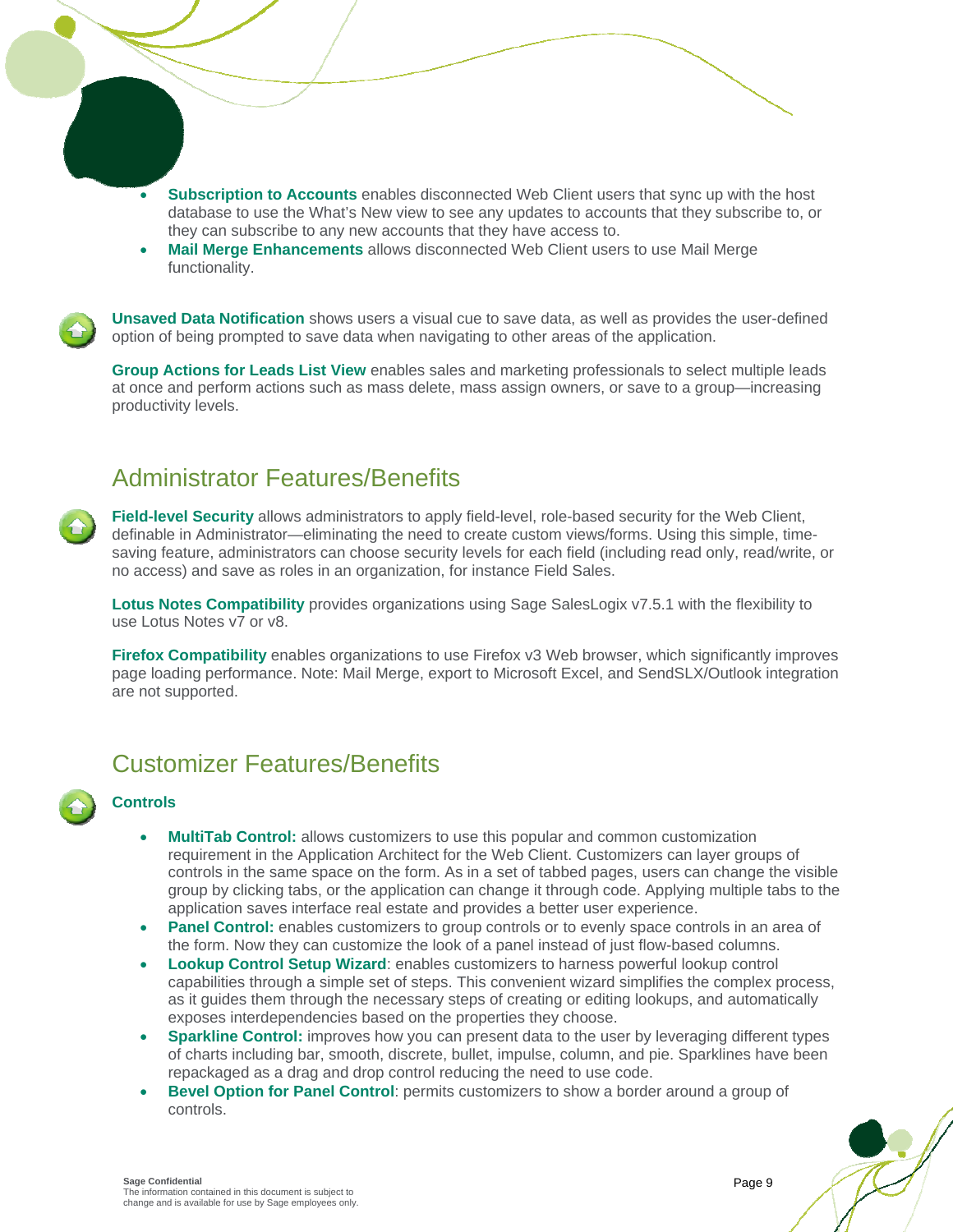- **Subscription to Accounts** enables disconnected Web Client users that sync up with the host database to use the What's New view to see any updates to accounts that they subscribe to, or they can subscribe to any new accounts that they have access to.
- **Mail Merge Enhancements** allows disconnected Web Client users to use Mail Merge functionality.

**Unsaved Data Notification** shows users a visual cue to save data, as well as provides the user-defined option of being prompted to save data when navigating to other areas of the application.

**Group Actions for Leads List View** enables sales and marketing professionals to select multiple leads at once and perform actions such as mass delete, mass assign owners, or save to a group—increasing productivity levels.

## Administrator Features/Benefits

**Field-level Security** allows administrators to apply field-level, role-based security for the Web Client, definable in Administrator—eliminating the need to create custom views/forms. Using this simple, time-saving feature, administrators can choose security levels for each field (including read only, read/write, or no access) and save as roles in an organization, for instance Field Sales.

**Lotus Notes Compatibility** provides organizations using Sage SalesLogix v7.5.1 with the flexibility to use Lotus Notes v7 or v8.

**Firefox Compatibility** enables organizations to use Firefox v3 Web browser, which significantly improves page loading performance. Note: Mail Merge, export to Microsoft Excel, and SendSLX/Outlook integration are not supported.

## Customizer Features/Benefits

**Controls**

- **MultiTab Control:** allows customizers to use this popular and common customization requirement in the Application Architect for the Web Client. Customizers can layer groups of controls in the same space on the form. As in a set of tabbed pages, users can change the visible group by clicking tabs, or the application can change it through code. Applying multiple tabs to the application saves interface real estate and provides a better user experience.
- **Panel Control:** enables customizers to group controls or to evenly space controls in an area of the form. Now they can customize the look of a panel instead of just flow-based columns.
- **Lookup Control Setup Wizard**: enables customizers to harness powerful lookup control capabilities through a simple set of steps. This convenient wizard simplifies the complex process, as it guides them through the necessary steps of creating or editing lookups, and automatically exposes interdependencies based on the properties they choose.
- **Sparkline Control:** improves how you can present data to the user by leveraging different types of charts including bar, smooth, discrete, bullet, impulse, column, and pie. Sparklines have been repackaged as a drag and drop control reducing the need to use code.
- **Bevel Option for Panel Control**: permits customizers to show a border around a group of controls.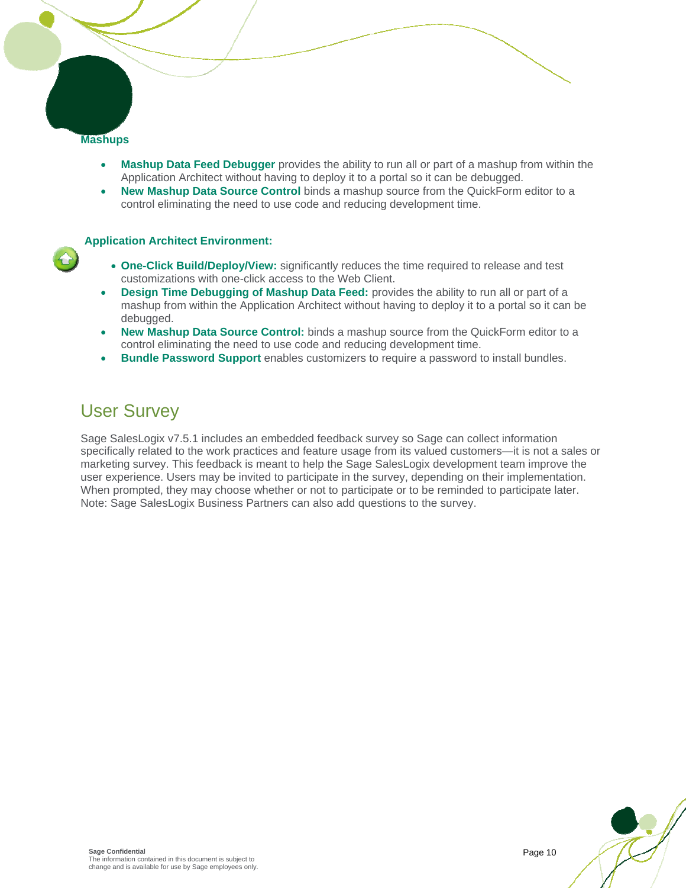**Mashups**

- **Mashup Data Feed Debugger** provides the ability to run all or part of a mashup from within the Application Architect without having to deploy it to a portal so it can be debugged.
- **New Mashup Data Source Control** binds a mashup source from the QuickForm editor to a control eliminating the need to use code and reducing development time.

**Application Architect Environment:**

- **One-Click Build/Deploy/View:** significantly reduces the time required to release and test customizations with one-click access to the Web Client.
- **Design Time Debugging of Mashup Data Feed:** provides the ability to run all or part of a mashup from within the Application Architect without having to deploy it to a portal so it can be debugged.
- **New Mashup Data Source Control:** binds a mashup source from the QuickForm editor to a control eliminating the need to use code and reducing development time.
- **Bundle Password Support** enables customizers to require a password to install bundles.

## User Survey

Sage SalesLogix v7.5.1 includes an embedded feedback survey so Sage can collect information specifically related to the work practices and feature usage from its valued customers—it is not a sales or marketing survey. This feedback is meant to help the Sage SalesLogix development team improve the user experience. Users may be invited to participate in the survey, depending on their implementation. When prompted, they may choose whether or not to participate or to be reminded to participate later. Note: Sage SalesLogix Business Partners can also add questions to the survey.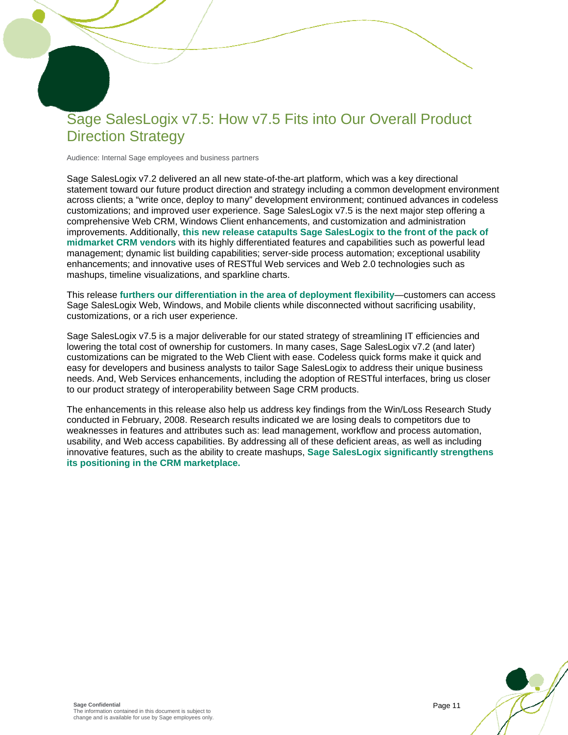# Sage SalesLogix v7.5: How v7.5 Fits into Our Overall Product Direction Strategy

Audience: Internal Sage employees and business partners

Sage SalesLogix v7.2 delivered an all new state-of-the-art platform, which was a key directional statement toward our future product direction and strategy including a common development environment across clients; a "write once, deploy to many" development environment; continued advances in codeless customizations; and improved user experience. Sage SalesLogix v7.5 is the next major step offering a comprehensive Web CRM, Windows Client enhancements, and customization and administration improvements. Additionally, **this new release catapults Sage SalesLogix to the front of the pack of midmarket CRM vendors** with its highly differentiated features and capabilities such as powerful lead management; dynamic list building capabilities; server-side process automation; exceptional usability enhancements; and innovative uses of RESTful Web services and Web 2.0 technologies such as mashups, timeline visualizations, and sparkline charts.

This release **furthers our differentiation in the area of deployment flexibility**—customers can access Sage SalesLogix Web, Windows, and Mobile clients while disconnected without sacrificing usability, customizations, or a rich user experience.

Sage SalesLogix v7.5 is a major deliverable for our stated strategy of streamlining IT efficiencies and lowering the total cost of ownership for customers. In many cases, Sage SalesLogix v7.2 (and later) customizations can be migrated to the Web Client with ease. Codeless quick forms make it quick and easy for developers and business analysts to tailor Sage SalesLogix to address their unique business needs. And, Web Services enhancements, including the adoption of RESTful interfaces, bring us closer to our product strategy of interoperability between Sage CRM products.

The enhancements in this release also help us address key findings from the Win/Loss Research Study conducted in February, 2008. Research results indicated we are losing deals to competitors due to weaknesses in features and attributes such as: lead management, workflow and process automation, usability, and Web access capabilities. By addressing all of these deficient areas, as well as including innovative features, such as the ability to create mashups, **Sage SalesLogix significantly strengthens its positioning in the CRM marketplace.**

**Sage Confidential**
The information contained in this document is subject to change and is available for use by Sage employees only.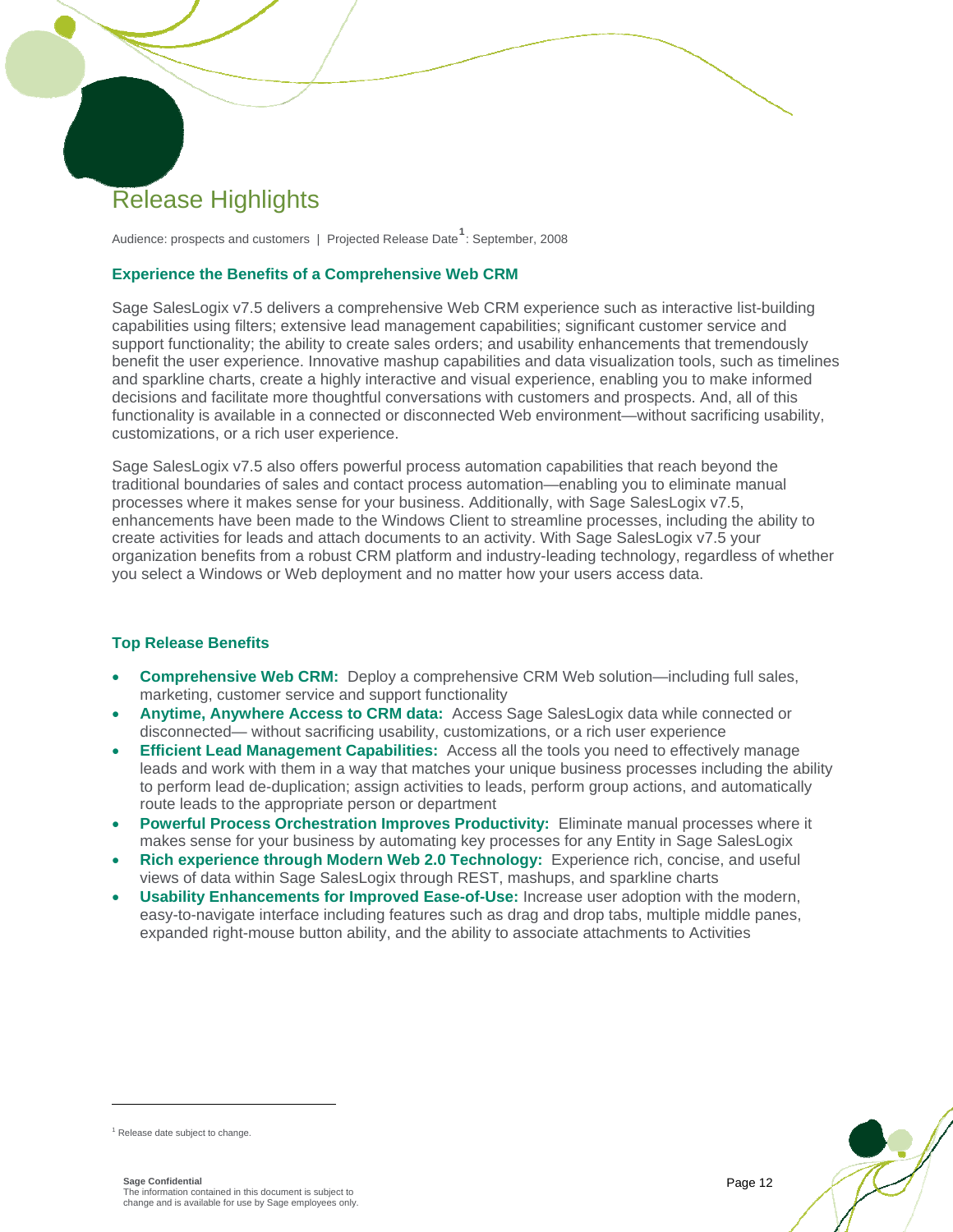# Release Highlights

Audience: prospects and customers | Projected Release Date[1]: September, 2008

### Experience the Benefits of a Comprehensive Web CRM

Sage SalesLogix v7.5 delivers a comprehensive Web CRM experience such as interactive list-building capabilities using filters; extensive lead management capabilities; significant customer service and support functionality; the ability to create sales orders; and usability enhancements that tremendously benefit the user experience. Innovative mashup capabilities and data visualization tools, such as timelines and sparkline charts, create a highly interactive and visual experience, enabling you to make informed decisions and facilitate more thoughtful conversations with customers and prospects. And, all of this functionality is available in a connected or disconnected Web environment—without sacrificing usability, customizations, or a rich user experience.

Sage SalesLogix v7.5 also offers powerful process automation capabilities that reach beyond the traditional boundaries of sales and contact process automation—enabling you to eliminate manual processes where it makes sense for your business. Additionally, with Sage SalesLogix v7.5, enhancements have been made to the Windows Client to streamline processes, including the ability to create activities for leads and attach documents to an activity. With Sage SalesLogix v7.5 your organization benefits from a robust CRM platform and industry-leading technology, regardless of whether you select a Windows or Web deployment and no matter how your users access data.

### Top Release Benefits

- **Comprehensive Web CRM:** Deploy a comprehensive CRM Web solution—including full sales, marketing, customer service and support functionality
- **Anytime, Anywhere Access to CRM data:** Access Sage SalesLogix data while connected or disconnected— without sacrificing usability, customizations, or a rich user experience
- **Efficient Lead Management Capabilities:** Access all the tools you need to effectively manage leads and work with them in a way that matches your unique business processes including the ability to perform lead de-duplication; assign activities to leads, perform group actions, and automatically route leads to the appropriate person or department
- **Powerful Process Orchestration Improves Productivity:** Eliminate manual processes where it makes sense for your business by automating key processes for any Entity in Sage SalesLogix
- **Rich experience through Modern Web 2.0 Technology:** Experience rich, concise, and useful views of data within Sage SalesLogix through REST, mashups, and sparkline charts
- **Usability Enhancements for Improved Ease-of-Use:** Increase user adoption with the modern, easy-to-navigate interface including features such as drag and drop tabs, multiple middle panes, expanded right-mouse button ability, and the ability to associate attachments to Activities

[1] Release date subject to change.

**Sage Confidential**
The information contained in this document is subject to change and is available for use by Sage employees only.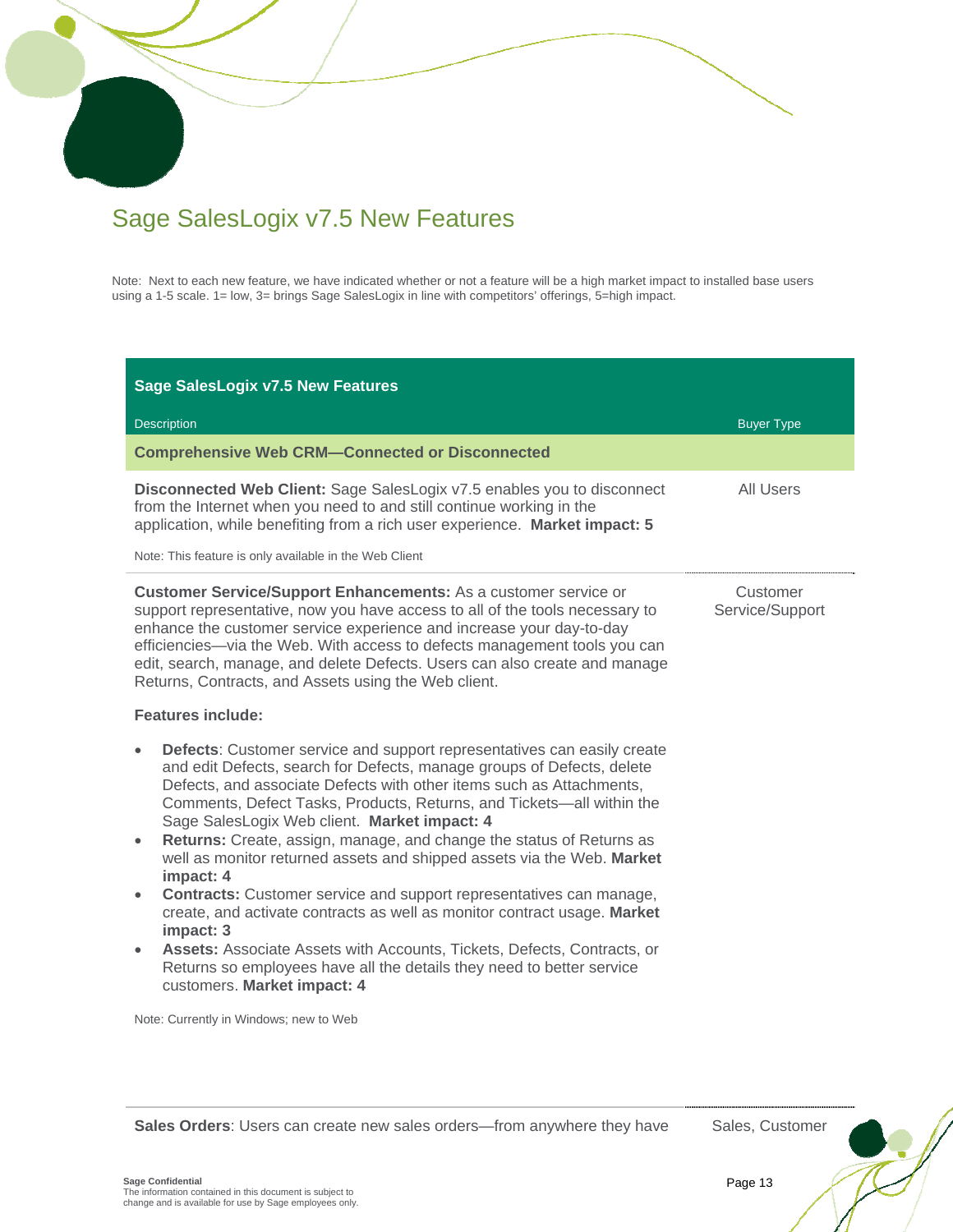# Sage SalesLogix v7.5 New Features

Note: Next to each new feature, we have indicated whether or not a feature will be a high market impact to installed base users using a 1-5 scale. 1= low, 3= brings Sage SalesLogix in line with competitors' offerings, 5=high impact.

| **Sage SalesLogix v7.5 New Features**<br>Description | Buyer Type |
| --- | --- |
| **Comprehensive Web CRM—Connected or Disconnected** | |
| **Disconnected Web Client:** Sage SalesLogix v7.5 enables you to disconnect from the Internet when you need to and still continue working in the application, while benefiting from a rich user experience. **Market impact: 5**<br><br>Note: This feature is only available in the Web Client | All Users |
| **Customer Service/Support Enhancements:** As a customer service or support representative, now you have access to all of the tools necessary to enhance the customer service experience and increase your day-to-day efficiencies—via the Web. With access to defects management tools you can edit, search, manage, and delete Defects. Users can also create and manage Returns, Contracts, and Assets using the Web client.<br><br>**Features include:**<br><br>• **Defects**: Customer service and support representatives can easily create and edit Defects, search for Defects, manage groups of Defects, delete Defects, and associate Defects with other items such as Attachments, Comments, Defect Tasks, Products, Returns, and Tickets—all within the Sage SalesLogix Web client. **Market impact: 4**<br>• **Returns:** Create, assign, manage, and change the status of Returns as well as monitor returned assets and shipped assets via the Web. **Market impact: 4**<br>• **Contracts:** Customer service and support representatives can manage, create, and activate contracts as well as monitor contract usage. **Market impact: 3**<br>• **Assets:** Associate Assets with Accounts, Tickets, Defects, Contracts, or Returns so employees have all the details they need to better service customers. **Market impact: 4**<br><br>Note: Currently in Windows; new to Web | Customer Service/Support |
| **Sales Orders**: Users can create new sales orders—from anywhere they have | Sales, Customer |

**Sage Confidential**
The information contained in this document is subject to change and is available for use by Sage employees only.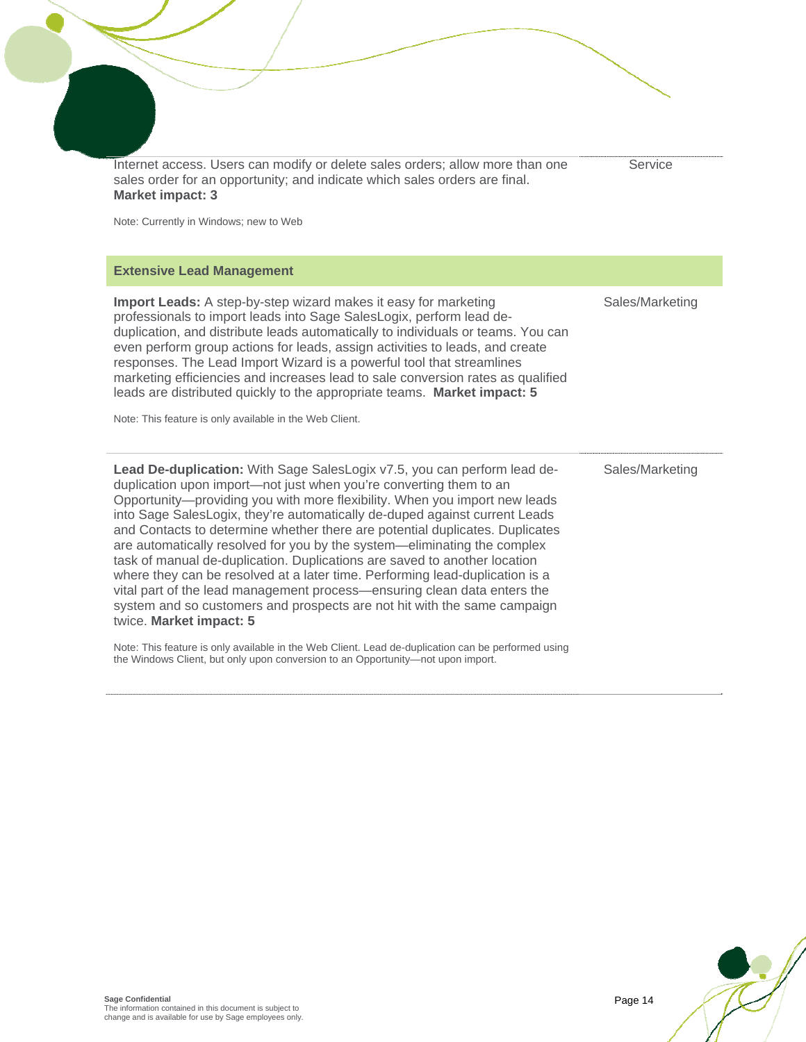| | |
|---|---|
| Internet access. Users can modify or delete sales orders; allow more than one sales order for an opportunity; and indicate which sales orders are final. **Market impact: 3**<br><br>Note: Currently in Windows; new to Web | Service |
| **Extensive Lead Management** | |
| **Import Leads:** A step-by-step wizard makes it easy for marketing professionals to import leads into Sage SalesLogix, perform lead de-duplication, and distribute leads automatically to individuals or teams. You can even perform group actions for leads, assign activities to leads, and create responses. The Lead Import Wizard is a powerful tool that streamlines marketing efficiencies and increases lead to sale conversion rates as qualified leads are distributed quickly to the appropriate teams. **Market impact: 5**<br><br>Note: This feature is only available in the Web Client. | Sales/Marketing |
| **Lead De-duplication:** With Sage SalesLogix v7.5, you can perform lead de-duplication upon import—not just when you're converting them to an Opportunity—providing you with more flexibility. When you import new leads into Sage SalesLogix, they're automatically de-duped against current Leads and Contacts to determine whether there are potential duplicates. Duplicates are automatically resolved for you by the system—eliminating the complex task of manual de-duplication. Duplications are saved to another location where they can be resolved at a later time. Performing lead-duplication is a vital part of the lead management process—ensuring clean data enters the system and so customers and prospects are not hit with the same campaign twice. **Market impact: 5**<br><br>Note: This feature is only available in the Web Client. Lead de-duplication can be performed using the Windows Client, but only upon conversion to an Opportunity—not upon import. | Sales/Marketing |

**Sage Confidential**
The information contained in this document is subject to change and is available for use by Sage employees only.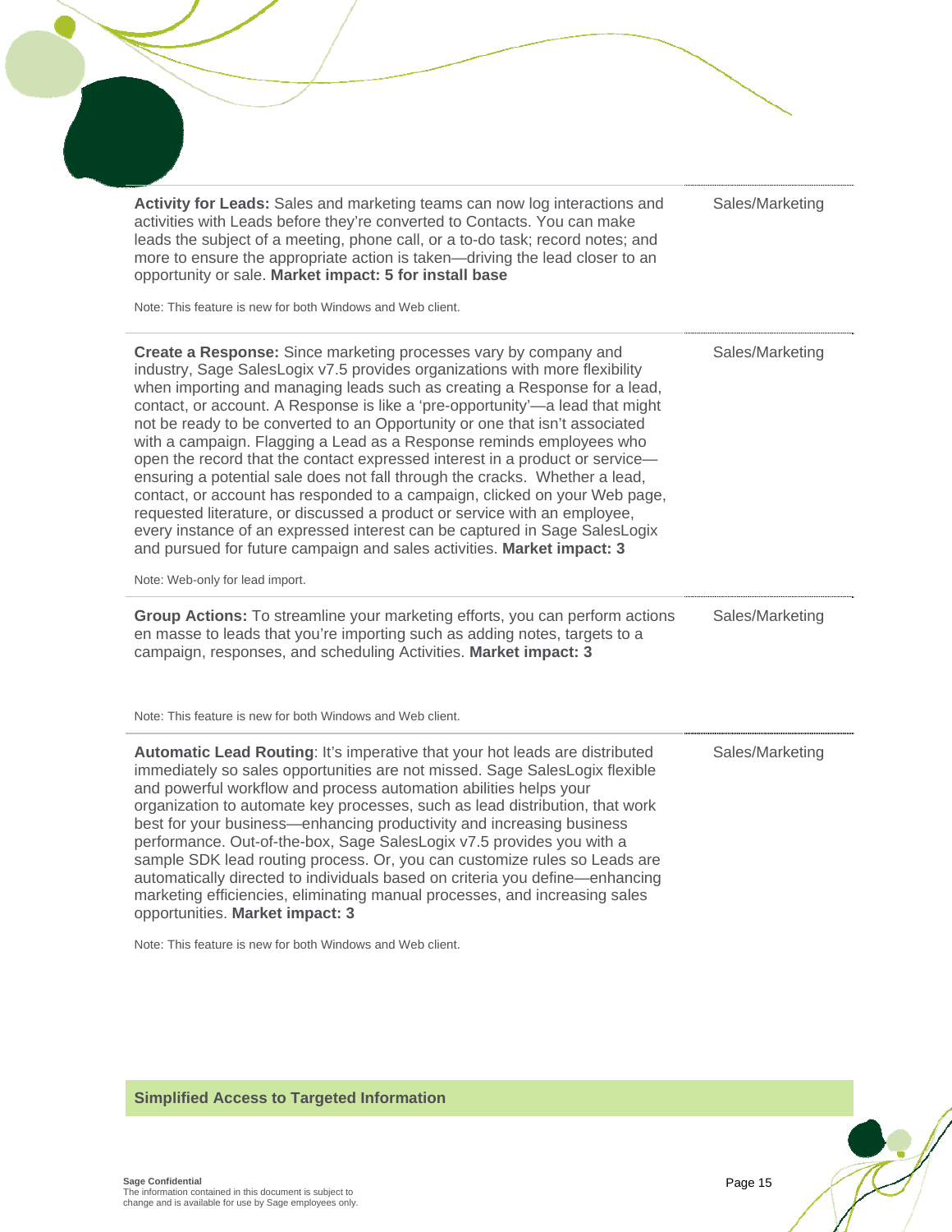| Feature | Audience |
| --- | --- |
| **Activity for Leads:** Sales and marketing teams can now log interactions and activities with Leads before they're converted to Contacts. You can make leads the subject of a meeting, phone call, or a to-do task; record notes; and more to ensure the appropriate action is taken—driving the lead closer to an opportunity or sale. **Market impact: 5 for install base**<br><br>Note: This feature is new for both Windows and Web client. | Sales/Marketing |
| **Create a Response:** Since marketing processes vary by company and industry, Sage SalesLogix v7.5 provides organizations with more flexibility when importing and managing leads such as creating a Response for a lead, contact, or account. A Response is like a 'pre-opportunity'—a lead that might not be ready to be converted to an Opportunity or one that isn't associated with a campaign. Flagging a Lead as a Response reminds employees who open the record that the contact expressed interest in a product or service—ensuring a potential sale does not fall through the cracks. Whether a lead, contact, or account has responded to a campaign, clicked on your Web page, requested literature, or discussed a product or service with an employee, every instance of an expressed interest can be captured in Sage SalesLogix and pursued for future campaign and sales activities. **Market impact: 3**<br><br>Note: Web-only for lead import. | Sales/Marketing |
| **Group Actions:** To streamline your marketing efforts, you can perform actions en masse to leads that you're importing such as adding notes, targets to a campaign, responses, and scheduling Activities. **Market impact: 3**<br><br>Note: This feature is new for both Windows and Web client. | Sales/Marketing |
| **Automatic Lead Routing**: It's imperative that your hot leads are distributed immediately so sales opportunities are not missed. Sage SalesLogix flexible and powerful workflow and process automation abilities helps your organization to automate key processes, such as lead distribution, that work best for your business—enhancing productivity and increasing business performance. Out-of-the-box, Sage SalesLogix v7.5 provides you with a sample SDK lead routing process. Or, you can customize rules so Leads are automatically directed to individuals based on criteria you define—enhancing marketing efficiencies, eliminating manual processes, and increasing sales opportunities. **Market impact: 3**<br><br>Note: This feature is new for both Windows and Web client. | Sales/Marketing |

## Simplified Access to Targeted Information

**Sage Confidential**
The information contained in this document is subject to change and is available for use by Sage employees only.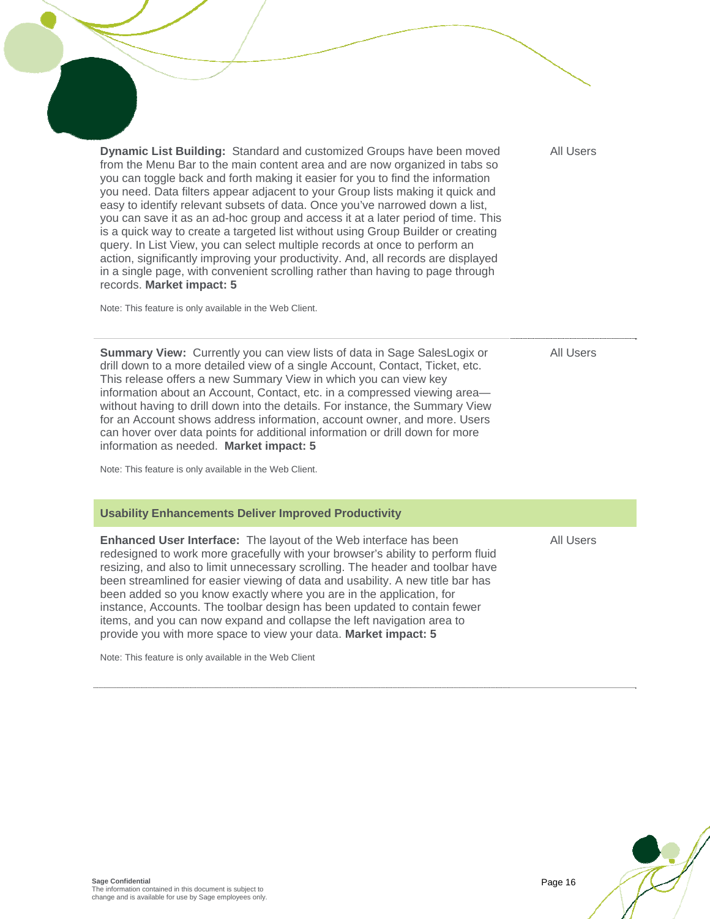**Dynamic List Building:** Standard and customized Groups have been moved from the Menu Bar to the main content area and are now organized in tabs so you can toggle back and forth making it easier for you to find the information you need. Data filters appear adjacent to your Group lists making it quick and easy to identify relevant subsets of data. Once you've narrowed down a list, you can save it as an ad-hoc group and access it at a later period of time. This is a quick way to create a targeted list without using Group Builder or creating query. In List View, you can select multiple records at once to perform an action, significantly improving your productivity. And, all records are displayed in a single page, with convenient scrolling rather than having to page through records. **Market impact: 5**

All Users

Note: This feature is only available in the Web Client.

---

**Summary View:** Currently you can view lists of data in Sage SalesLogix or drill down to a more detailed view of a single Account, Contact, Ticket, etc. This release offers a new Summary View in which you can view key information about an Account, Contact, etc. in a compressed viewing area—without having to drill down into the details. For instance, the Summary View for an Account shows address information, account owner, and more. Users can hover over data points for additional information or drill down for more information as needed. **Market impact: 5**

All Users

Note: This feature is only available in the Web Client.

## Usability Enhancements Deliver Improved Productivity

**Enhanced User Interface:** The layout of the Web interface has been redesigned to work more gracefully with your browser's ability to perform fluid resizing, and also to limit unnecessary scrolling. The header and toolbar have been streamlined for easier viewing of data and usability. A new title bar has been added so you know exactly where you are in the application, for instance, Accounts. The toolbar design has been updated to contain fewer items, and you can now expand and collapse the left navigation area to provide you with more space to view your data. **Market impact: 5**

All Users

Note: This feature is only available in the Web Client

---

**Sage Confidential**
The information contained in this document is subject to change and is available for use by Sage employees only.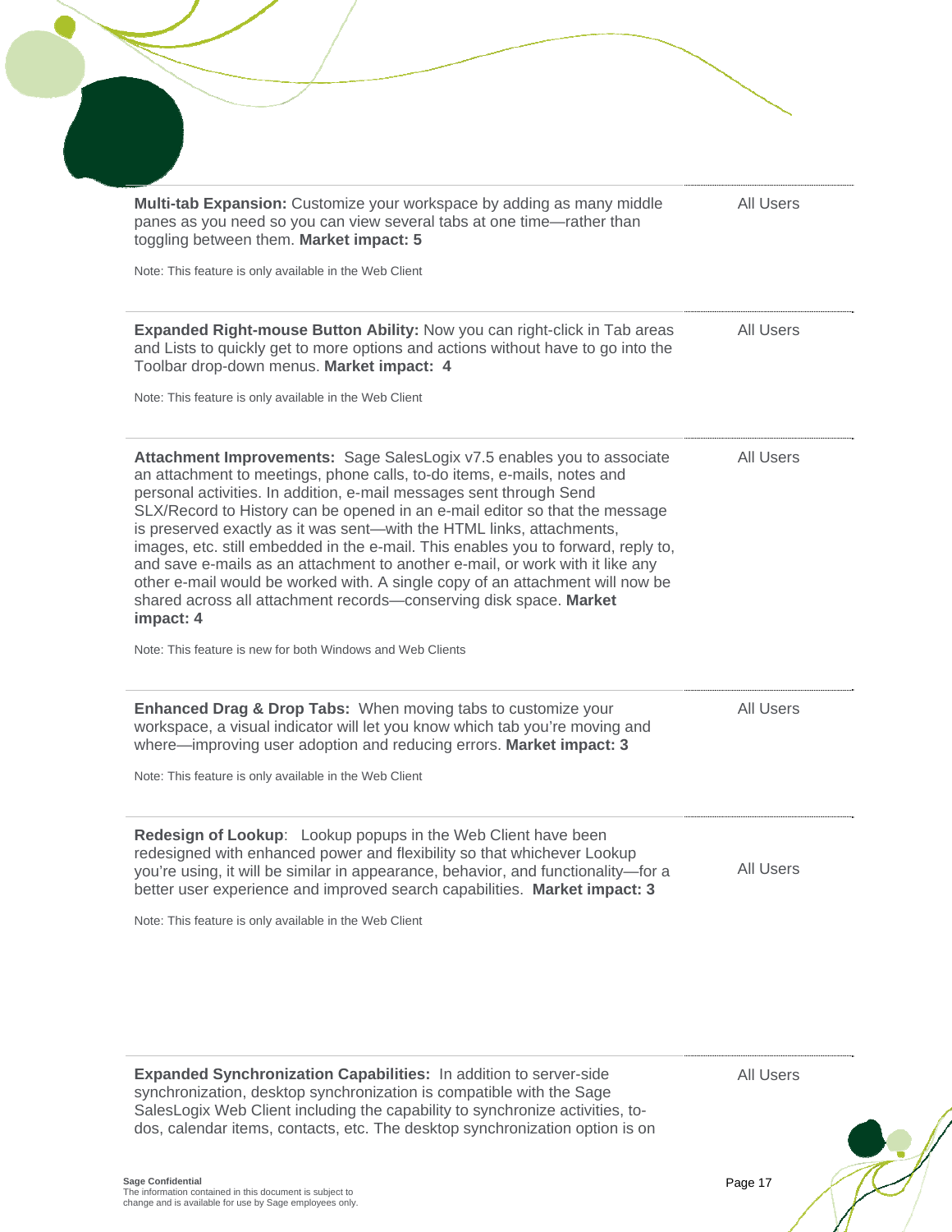| Feature | Users |
|---|---|
| **Multi-tab Expansion:** Customize your workspace by adding as many middle panes as you need so you can view several tabs at one time—rather than toggling between them. **Market impact: 5**<br><br>Note: This feature is only available in the Web Client | All Users |
| **Expanded Right-mouse Button Ability:** Now you can right-click in Tab areas and Lists to quickly get to more options and actions without have to go into the Toolbar drop-down menus. **Market impact: 4**<br><br>Note: This feature is only available in the Web Client | All Users |
| **Attachment Improvements:** Sage SalesLogix v7.5 enables you to associate an attachment to meetings, phone calls, to-do items, e-mails, notes and personal activities. In addition, e-mail messages sent through Send SLX/Record to History can be opened in an e-mail editor so that the message is preserved exactly as it was sent—with the HTML links, attachments, images, etc. still embedded in the e-mail. This enables you to forward, reply to, and save e-mails as an attachment to another e-mail, or work with it like any other e-mail would be worked with. A single copy of an attachment will now be shared across all attachment records—conserving disk space. **Market impact: 4**<br><br>Note: This feature is new for both Windows and Web Clients | All Users |
| **Enhanced Drag & Drop Tabs:** When moving tabs to customize your workspace, a visual indicator will let you know which tab you're moving and where—improving user adoption and reducing errors. **Market impact: 3**<br><br>Note: This feature is only available in the Web Client | All Users |
| **Redesign of Lookup**: Lookup popups in the Web Client have been redesigned with enhanced power and flexibility so that whichever Lookup you're using, it will be similar in appearance, behavior, and functionality—for a better user experience and improved search capabilities. **Market impact: 3**<br><br>Note: This feature is only available in the Web Client | All Users |
| **Expanded Synchronization Capabilities:** In addition to server-side synchronization, desktop synchronization is compatible with the Sage SalesLogix Web Client including the capability to synchronize activities, to-dos, calendar items, contacts, etc. The desktop synchronization option is on | All Users |

**Sage Confidential**
The information contained in this document is subject to change and is available for use by Sage employees only.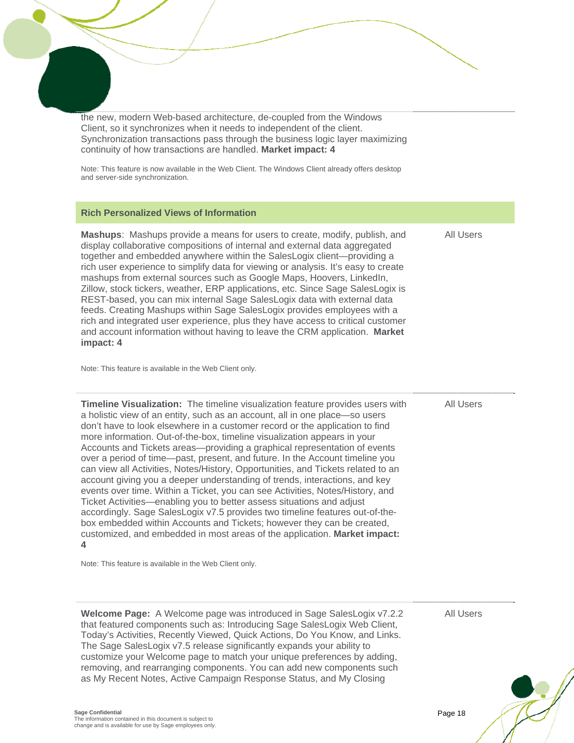the new, modern Web-based architecture, de-coupled from the Windows Client, so it synchronizes when it needs to independent of the client. Synchronization transactions pass through the business logic layer maximizing continuity of how transactions are handled. **Market impact: 4**

Note: This feature is now available in the Web Client. The Windows Client already offers desktop and server-side synchronization.

### Rich Personalized Views of Information

**Mashups**: Mashups provide a means for users to create, modify, publish, and display collaborative compositions of internal and external data aggregated together and embedded anywhere within the SalesLogix client—providing a rich user experience to simplify data for viewing or analysis. It's easy to create mashups from external sources such as Google Maps, Hoovers, LinkedIn, Zillow, stock tickers, weather, ERP applications, etc. Since Sage SalesLogix is REST-based, you can mix internal Sage SalesLogix data with external data feeds. Creating Mashups within Sage SalesLogix provides employees with a rich and integrated user experience, plus they have access to critical customer and account information without having to leave the CRM application. **Market impact: 4**

All Users

Note: This feature is available in the Web Client only.

**Timeline Visualization:** The timeline visualization feature provides users with a holistic view of an entity, such as an account, all in one place—so users don't have to look elsewhere in a customer record or the application to find more information. Out-of-the-box, timeline visualization appears in your Accounts and Tickets areas—providing a graphical representation of events over a period of time—past, present, and future. In the Account timeline you can view all Activities, Notes/History, Opportunities, and Tickets related to an account giving you a deeper understanding of trends, interactions, and key events over time. Within a Ticket, you can see Activities, Notes/History, and Ticket Activities—enabling you to better assess situations and adjust accordingly. Sage SalesLogix v7.5 provides two timeline features out-of-the-box embedded within Accounts and Tickets; however they can be created, customized, and embedded in most areas of the application. **Market impact: 4**

All Users

Note: This feature is available in the Web Client only.

**Welcome Page:** A Welcome page was introduced in Sage SalesLogix v7.2.2 that featured components such as: Introducing Sage SalesLogix Web Client, Today's Activities, Recently Viewed, Quick Actions, Do You Know, and Links. The Sage SalesLogix v7.5 release significantly expands your ability to customize your Welcome page to match your unique preferences by adding, removing, and rearranging components. You can add new components such as My Recent Notes, Active Campaign Response Status, and My Closing

All Users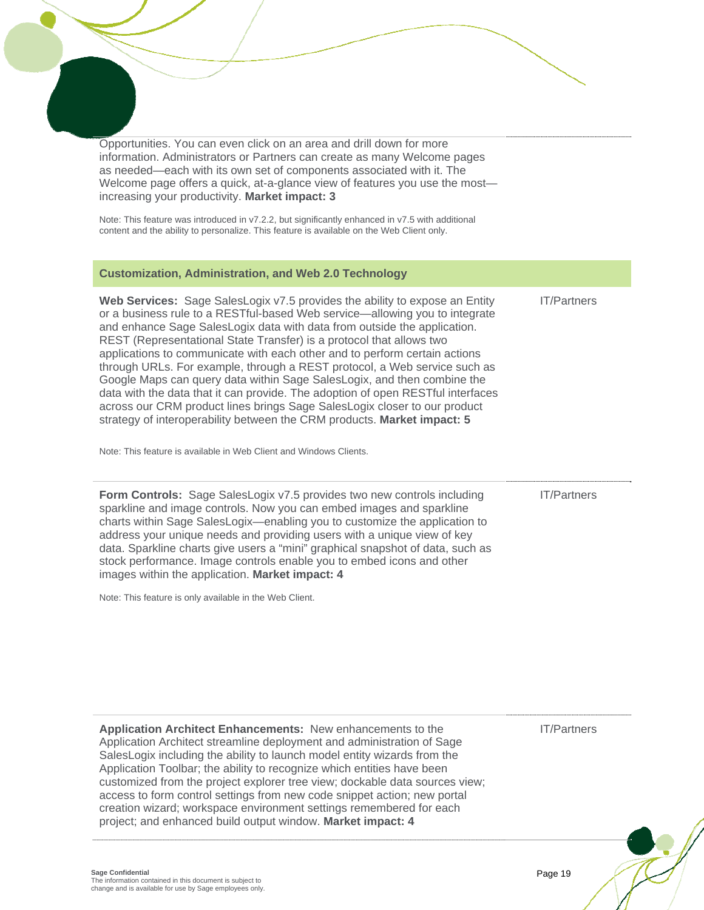Opportunities. You can even click on an area and drill down for more information. Administrators or Partners can create as many Welcome pages as needed—each with its own set of components associated with it. The Welcome page offers a quick, at-a-glance view of features you use the most—increasing your productivity. **Market impact: 3**

Note: This feature was introduced in v7.2.2, but significantly enhanced in v7.5 with additional content and the ability to personalize. This feature is available on the Web Client only.

## Customization, Administration, and Web 2.0 Technology

| Feature | Audience |
|---|---|
| **Web Services:** Sage SalesLogix v7.5 provides the ability to expose an Entity or a business rule to a RESTful-based Web service—allowing you to integrate and enhance Sage SalesLogix data with data from outside the application. REST (Representational State Transfer) is a protocol that allows two applications to communicate with each other and to perform certain actions through URLs. For example, through a REST protocol, a Web service such as Google Maps can query data within Sage SalesLogix, and then combine the data with the data that it can provide. The adoption of open RESTful interfaces across our CRM product lines brings Sage SalesLogix closer to our product strategy of interoperability between the CRM products. **Market impact: 5**<br><br>Note: This feature is available in Web Client and Windows Clients. | IT/Partners |
| **Form Controls:** Sage SalesLogix v7.5 provides two new controls including sparkline and image controls. Now you can embed images and sparkline charts within Sage SalesLogix—enabling you to customize the application to address your unique needs and providing users with a unique view of key data. Sparkline charts give users a "mini" graphical snapshot of data, such as stock performance. Image controls enable you to embed icons and other images within the application. **Market impact: 4**<br><br>Note: This feature is only available in the Web Client. | IT/Partners |
| **Application Architect Enhancements:** New enhancements to the Application Architect streamline deployment and administration of Sage SalesLogix including the ability to launch model entity wizards from the Application Toolbar; the ability to recognize which entities have been customized from the project explorer tree view; dockable data sources view; access to form control settings from new code snippet action; new portal creation wizard; workspace environment settings remembered for each project; and enhanced build output window. **Market impact: 4** | IT/Partners |

**Sage Confidential**
The information contained in this document is subject to change and is available for use by Sage employees only.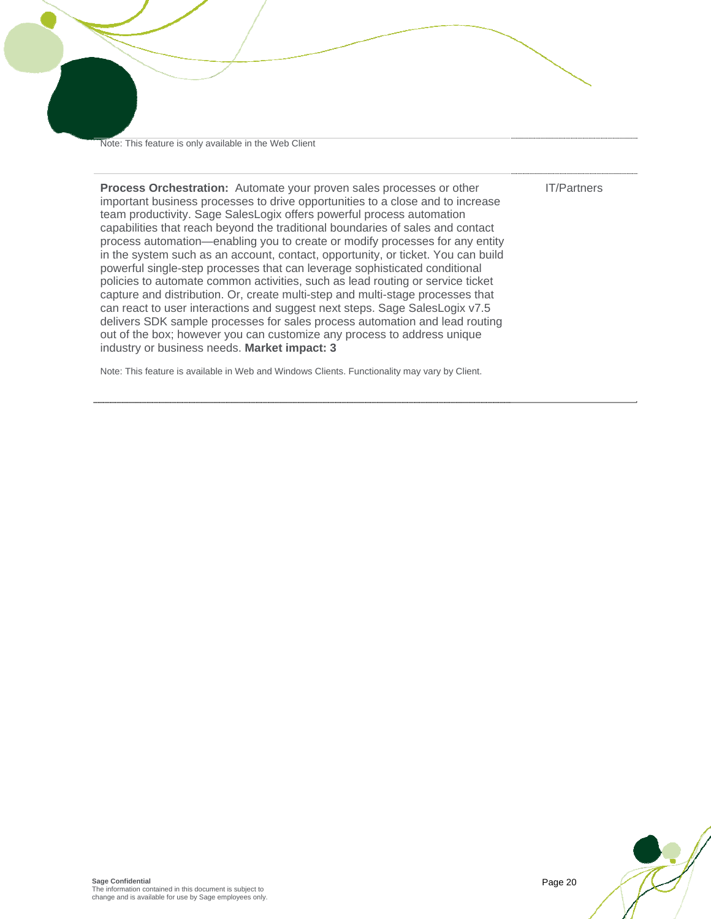Note: This feature is only available in the Web Client

| | |
|---|---|
| **Process Orchestration:** Automate your proven sales processes or other important business processes to drive opportunities to a close and to increase team productivity. Sage SalesLogix offers powerful process automation capabilities that reach beyond the traditional boundaries of sales and contact process automation—enabling you to create or modify processes for any entity in the system such as an account, contact, opportunity, or ticket. You can build powerful single-step processes that can leverage sophisticated conditional policies to automate common activities, such as lead routing or service ticket capture and distribution. Or, create multi-step and multi-stage processes that can react to user interactions and suggest next steps. Sage SalesLogix v7.5 delivers SDK sample processes for sales process automation and lead routing out of the box; however you can customize any process to address unique industry or business needs. **Market impact: 3**<br><br>Note: This feature is available in Web and Windows Clients. Functionality may vary by Client. | IT/Partners |

**Sage Confidential**
The information contained in this document is subject to change and is available for use by Sage employees only.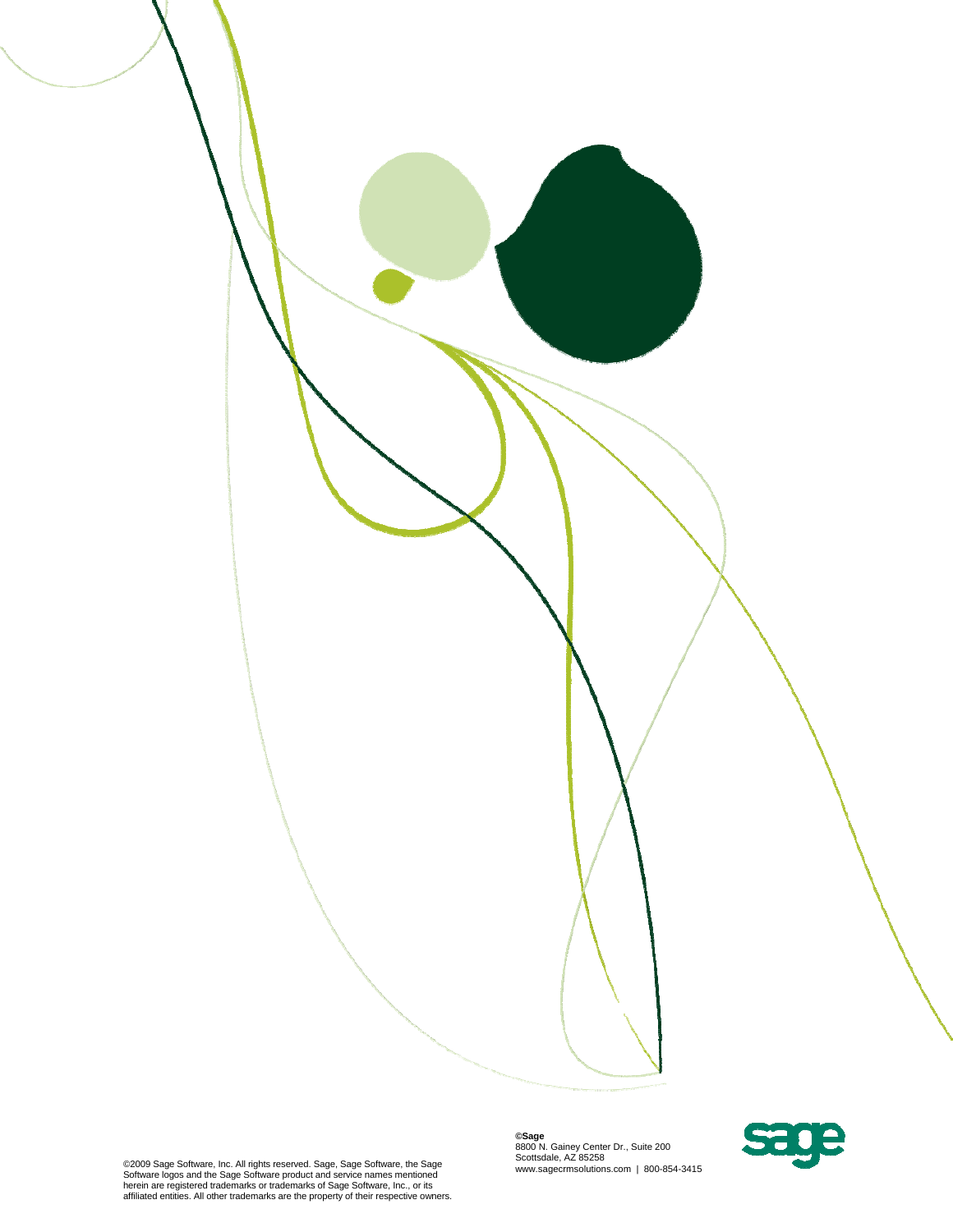**©Sage**
8800 N. Gainey Center Dr., Suite 200
Scottsdale, AZ 85258
www.sagecrmsolutions.com | 800-854-3415

©2009 Sage Software, Inc. All rights reserved. Sage, Sage Software, the Sage Software logos and the Sage Software product and service names mentioned herein are registered trademarks or trademarks of Sage Software, Inc., or its affiliated entities. All other trademarks are the property of their respective owners.